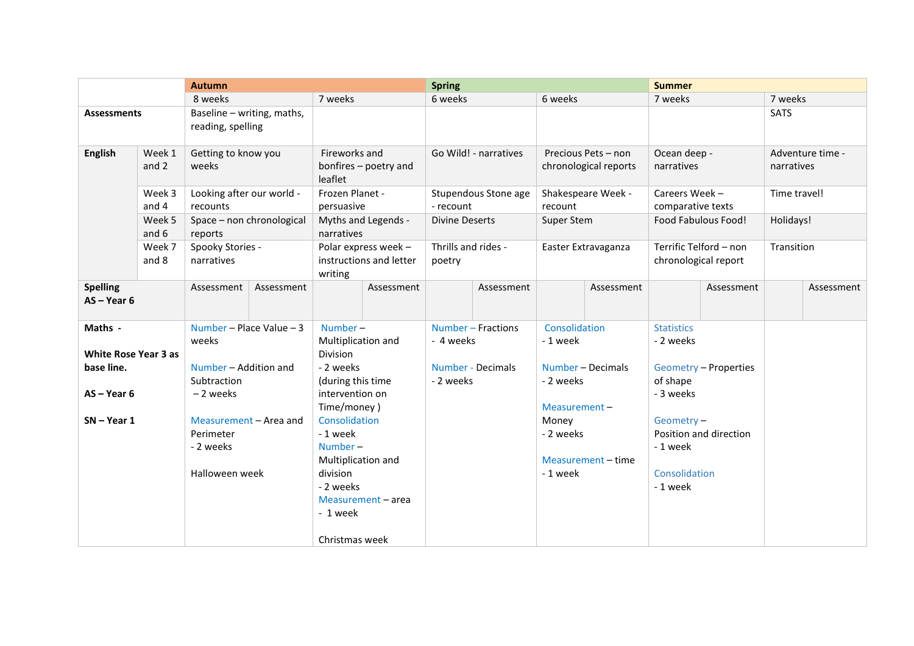| | | Autumn | | Spring | | Summer | |
|---|---|---|---|---|---|---|---|
| | | 8 weeks | 7 weeks | 6 weeks | 6 weeks | 7 weeks | 7 weeks |
| **Assessments** | | Baseline – writing, maths, reading, spelling | | | | | SATS |
| **English** | Week 1 and 2 | Getting to know you weeks | Fireworks and bonfires – poetry and leaflet | Go Wild! - narratives | Precious Pets – non chronological reports | Ocean deep - narratives | Adventure time - narratives |
| | Week 3 and 4 | Looking after our world - recounts | Frozen Planet - persuasive | Stupendous Stone age - recount | Shakespeare Week - recount | Careers Week – comparative texts | Time travel! |
| | Week 5 and 6 | Space – non chronological reports | Myths and Legends - narratives | Divine Deserts | Super Stem | Food Fabulous Food! | Holidays! |
| | Week 7 and 8 | Spooky Stories - narratives | Polar express week – instructions and letter writing | Thrills and rides - poetry | Easter Extravaganza | Terrific Telford – non chronological report | Transition |
| **Spelling AS – Year 6** | | Assessment / Assessment | Assessment | Assessment | Assessment | Assessment | Assessment |
| **Maths - White Rose Year 3 as base line. AS – Year 6 SN – Year 1** | | Number – Place Value – 3 weeks<br><br>Number – Addition and Subtraction – 2 weeks<br><br>Measurement – Area and Perimeter - 2 weeks<br><br>Halloween week | Number – Multiplication and Division - 2 weeks (during this time intervention on Time/money )<br>Consolidation - 1 week<br>Number – Multiplication and division - 2 weeks<br>Measurement – area - 1 week<br><br>Christmas week | Number – Fractions - 4 weeks<br><br>Number - Decimals - 2 weeks | Consolidation - 1 week<br><br>Number – Decimals - 2 weeks<br><br>Measurement – Money - 2 weeks<br><br>Measurement – time - 1 week | Statistics - 2 weeks<br><br>Geometry – Properties of shape - 3 weeks<br><br>Geometry – Position and direction - 1 week<br><br>Consolidation - 1 week | |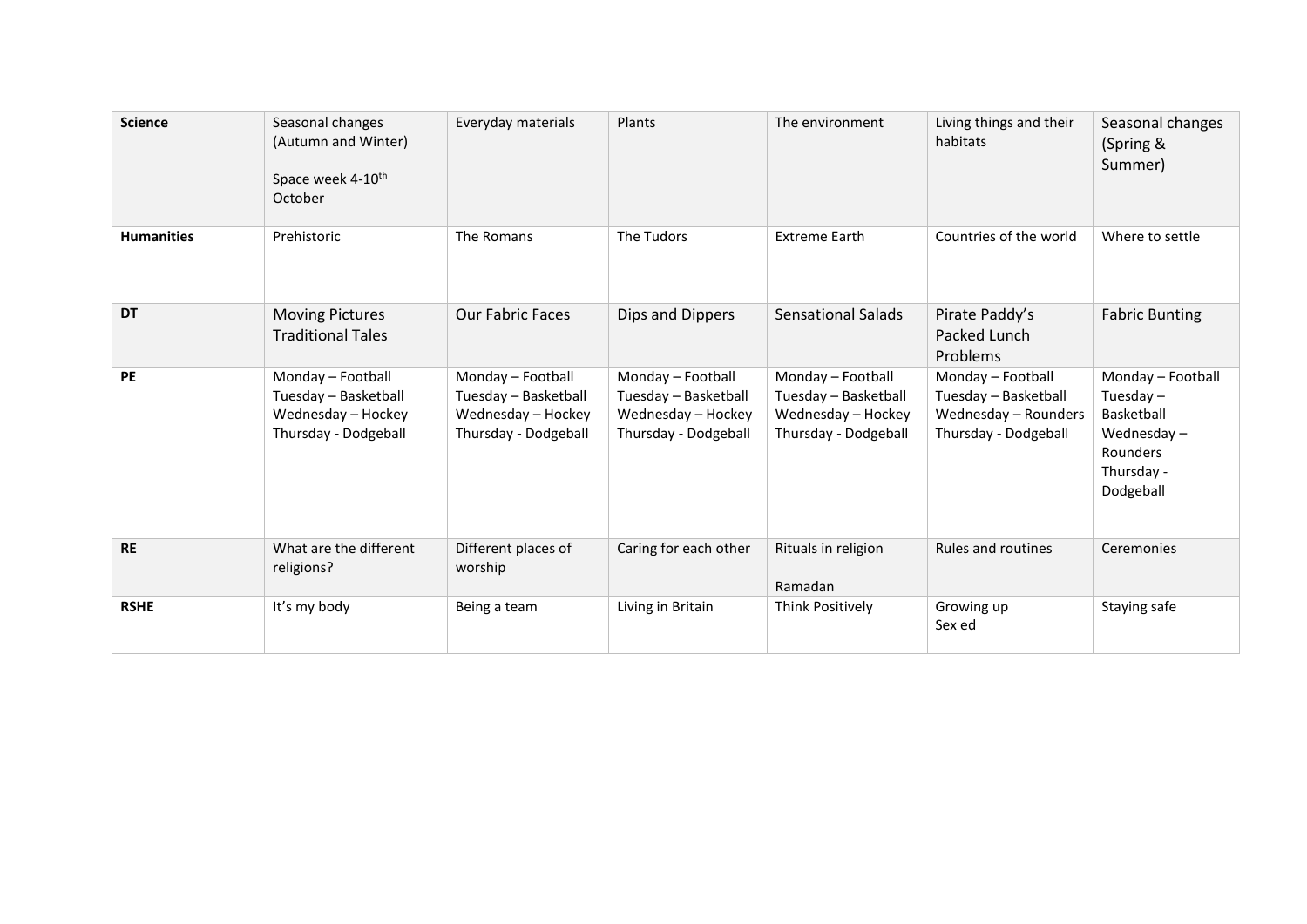| **Science** | Seasonal changes (Autumn and Winter)<br><br>Space week 4-10th October | Everyday materials | Plants | The environment | Living things and their habitats | Seasonal changes (Spring & Summer) |
|---|---|---|---|---|---|---|
| **Humanities** | Prehistoric | The Romans | The Tudors | Extreme Earth | Countries of the world | Where to settle |
| **DT** | Moving Pictures Traditional Tales | Our Fabric Faces | Dips and Dippers | Sensational Salads | Pirate Paddy's Packed Lunch Problems | Fabric Bunting |
| **PE** | Monday – Football<br>Tuesday – Basketball<br>Wednesday – Hockey<br>Thursday - Dodgeball | Monday – Football<br>Tuesday – Basketball<br>Wednesday – Hockey<br>Thursday - Dodgeball | Monday – Football<br>Tuesday – Basketball<br>Wednesday – Hockey<br>Thursday - Dodgeball | Monday – Football<br>Tuesday – Basketball<br>Wednesday – Hockey<br>Thursday - Dodgeball | Monday – Football<br>Tuesday – Basketball<br>Wednesday – Rounders<br>Thursday - Dodgeball | Monday – Football<br>Tuesday – Basketball<br>Wednesday – Rounders<br>Thursday - Dodgeball |
| **RE** | What are the different religions? | Different places of worship | Caring for each other | Rituals in religion<br><br>Ramadan | Rules and routines | Ceremonies |
| **RSHE** | It's my body | Being a team | Living in Britain | Think Positively | Growing up<br>Sex ed | Staying safe |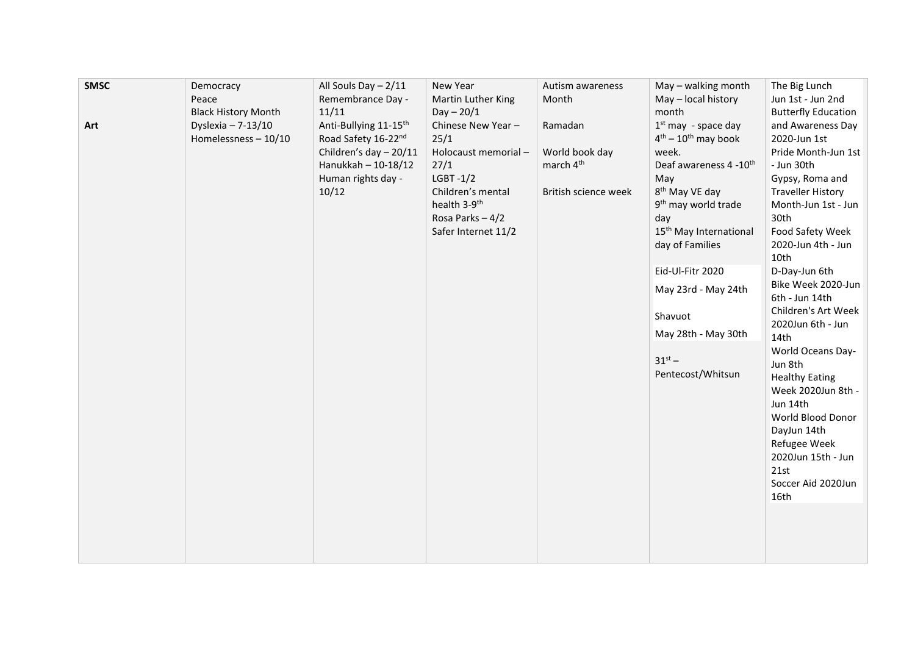| **SMSC**<br><br>**Art** | Democracy<br>Peace<br>Black History Month<br>Dyslexia – 7-13/10<br>Homelessness – 10/10 | All Souls Day – 2/11<br>Remembrance Day - 11/11<br>Anti-Bullying 11-15th<br>Road Safety 16-22nd<br>Children's day – 20/11<br>Hanukkah – 10-18/12<br>Human rights day - 10/12 | New Year<br>Martin Luther King Day – 20/1<br>Chinese New Year – 25/1<br>Holocaust memorial – 27/1<br>LGBT -1/2<br>Children's mental health 3-9th<br>Rosa Parks – 4/2<br>Safer Internet 11/2 | Autism awareness Month<br><br>Ramadan<br><br>World book day march 4th<br><br>British science week | May – walking month<br>May – local history month<br>1st may - space day<br>4th – 10th may book week.<br>Deaf awareness 4 -10th May<br>8th May VE day<br>9th may world trade day<br>15th May International day of Families<br><br>Eid-Ul-Fitr 2020<br>May 23rd - May 24th<br><br>Shavuot<br>May 28th - May 30th<br><br>31st – Pentecost/Whitsun | The Big Lunch<br>Jun 1st - Jun 2nd<br>Butterfly Education and Awareness Day 2020-Jun 1st<br>Pride Month-Jun 1st - Jun 30th<br>Gypsy, Roma and Traveller History Month-Jun 1st - Jun 30th<br>Food Safety Week 2020-Jun 4th - Jun 10th<br>D-Day-Jun 6th<br>Bike Week 2020-Jun 6th - Jun 14th<br>Children's Art Week 2020Jun 6th - Jun 14th<br>World Oceans Day-Jun 8th<br>Healthy Eating Week 2020Jun 8th - Jun 14th<br>World Blood Donor DayJun 14th<br>Refugee Week 2020Jun 15th - Jun 21st<br>Soccer Aid 2020Jun 16th |
|---|---|---|---|---|---|---|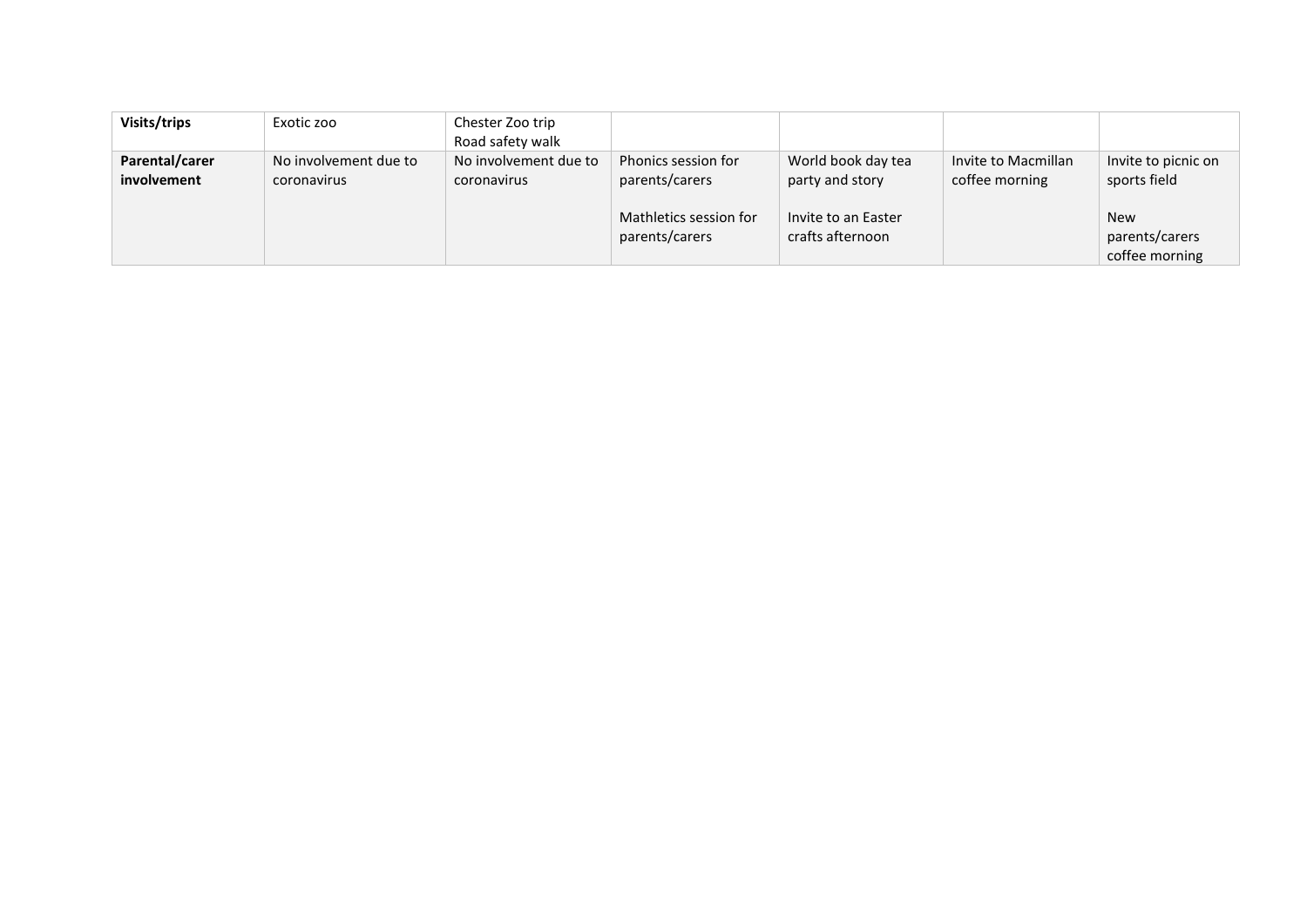| | | | | | | |
|---|---|---|---|---|---|---|
| **Visits/trips** | Exotic zoo | Chester Zoo trip<br>Road safety walk | | | | |
| **Parental/carer involvement** | No involvement due to coronavirus | No involvement due to coronavirus | Phonics session for parents/carers<br><br>Mathletics session for parents/carers | World book day tea party and story<br><br>Invite to an Easter crafts afternoon | Invite to Macmillan coffee morning | Invite to picnic on sports field<br><br>New parents/carers coffee morning |